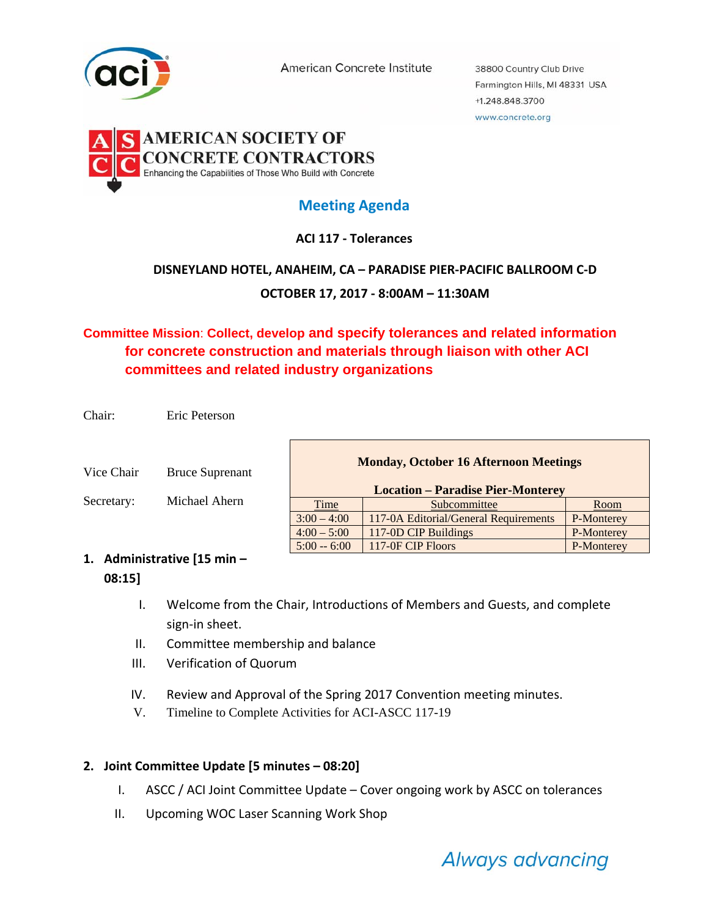American Concrete Institute

38800 Country Club Drive
Farmington Hills, MI 48331 USA
+1.248.848.3700
www.concrete.org

AMERICAN SOCIETY OF CONCRETE CONTRACTORS
Enhancing the Capabilities of Those Who Build with Concrete

# Meeting Agenda

**ACI 117 - Tolerances**

**DISNEYLAND HOTEL, ANAHEIM, CA – PARADISE PIER-PACIFIC BALLROOM C-D**

**OCTOBER 17, 2017 - 8:00AM – 11:30AM**

**Committee Mission: Collect, develop and specify tolerances and related information for concrete construction and materials through liaison with other ACI committees and related industry organizations**

Chair: Eric Peterson

Vice Chair Bruce Suprenant

Secretary: Michael Ahern

| **Monday, October 16 Afternoon Meetings**<br>**Location – Paradise Pier-Monterey** | | |
|---|---|---|
| Time | Subcommittee | Room |
| 3:00 – 4:00 | 117-0A Editorial/General Requirements | P-Monterey |
| 4:00 – 5:00 | 117-0D CIP Buildings | P-Monterey |
| 5:00 -- 6:00 | 117-0F CIP Floors | P-Monterey |

## 1. Administrative [15 min – 08:15]

I. Welcome from the Chair, Introductions of Members and Guests, and complete sign-in sheet.

II. Committee membership and balance

III. Verification of Quorum

IV. Review and Approval of the Spring 2017 Convention meeting minutes.

V. Timeline to Complete Activities for ACI-ASCC 117-19

## 2. Joint Committee Update [5 minutes – 08:20]

I. ASCC / ACI Joint Committee Update – Cover ongoing work by ASCC on tolerances

II. Upcoming WOC Laser Scanning Work Shop

*Always advancing*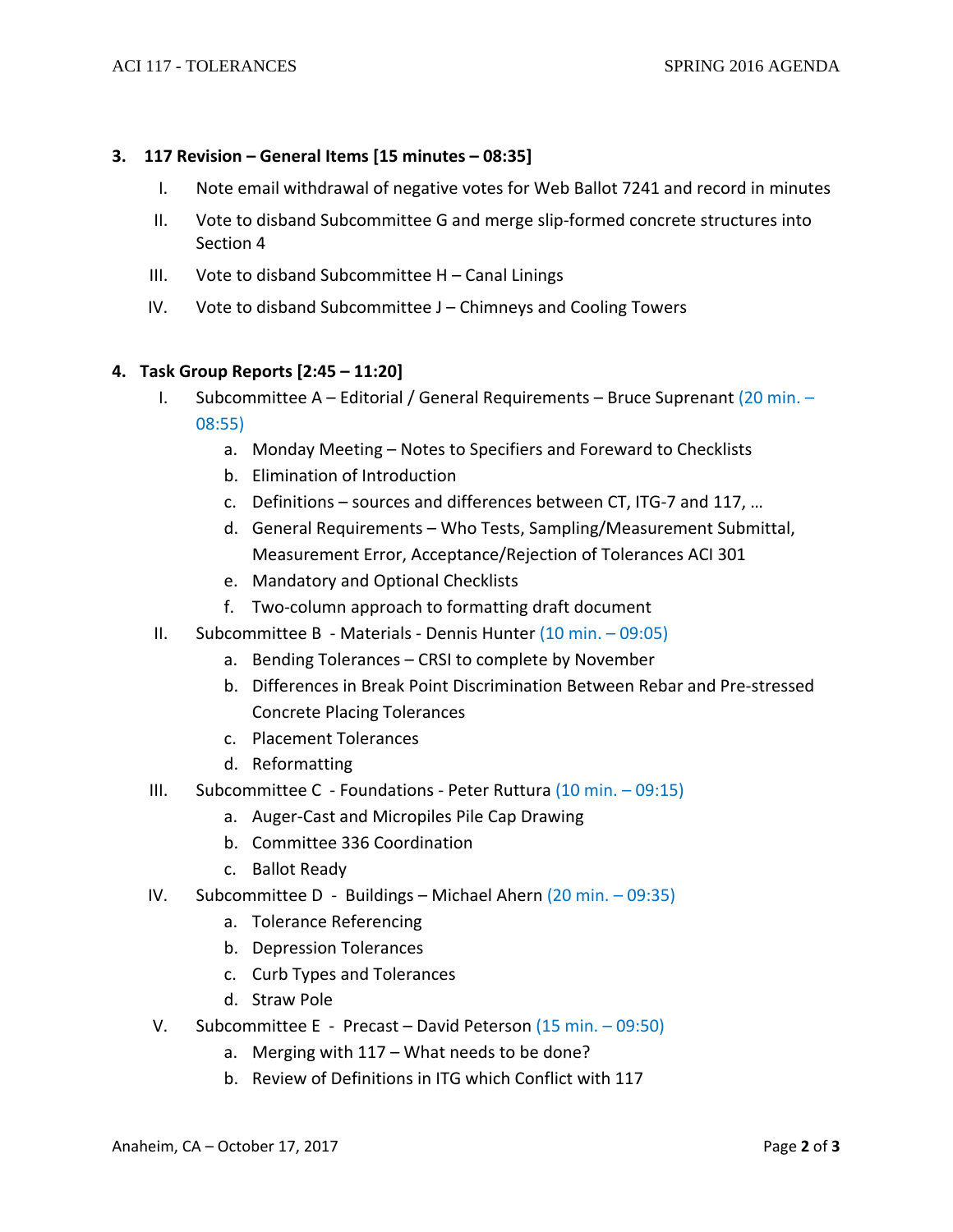### 3. 117 Revision – General Items [15 minutes – 08:35]

I. Note email withdrawal of negative votes for Web Ballot 7241 and record in minutes

II. Vote to disband Subcommittee G and merge slip-formed concrete structures into Section 4

III. Vote to disband Subcommittee H – Canal Linings

IV. Vote to disband Subcommittee J – Chimneys and Cooling Towers

### 4. Task Group Reports [2:45 – 11:20]

I. Subcommittee A – Editorial / General Requirements – Bruce Suprenant (20 min. – 08:55)
   a. Monday Meeting – Notes to Specifiers and Foreward to Checklists
   b. Elimination of Introduction
   c. Definitions – sources and differences between CT, ITG-7 and 117, …
   d. General Requirements – Who Tests, Sampling/Measurement Submittal, Measurement Error, Acceptance/Rejection of Tolerances ACI 301
   e. Mandatory and Optional Checklists
   f. Two-column approach to formatting draft document

II. Subcommittee B - Materials - Dennis Hunter (10 min. – 09:05)
   a. Bending Tolerances – CRSI to complete by November
   b. Differences in Break Point Discrimination Between Rebar and Pre-stressed Concrete Placing Tolerances
   c. Placement Tolerances
   d. Reformatting

III. Subcommittee C - Foundations - Peter Ruttura (10 min. – 09:15)
   a. Auger-Cast and Micropiles Pile Cap Drawing
   b. Committee 336 Coordination
   c. Ballot Ready

IV. Subcommittee D - Buildings – Michael Ahern (20 min. – 09:35)
   a. Tolerance Referencing
   b. Depression Tolerances
   c. Curb Types and Tolerances
   d. Straw Pole

V. Subcommittee E - Precast – David Peterson (15 min. – 09:50)
   a. Merging with 117 – What needs to be done?
   b. Review of Definitions in ITG which Conflict with 117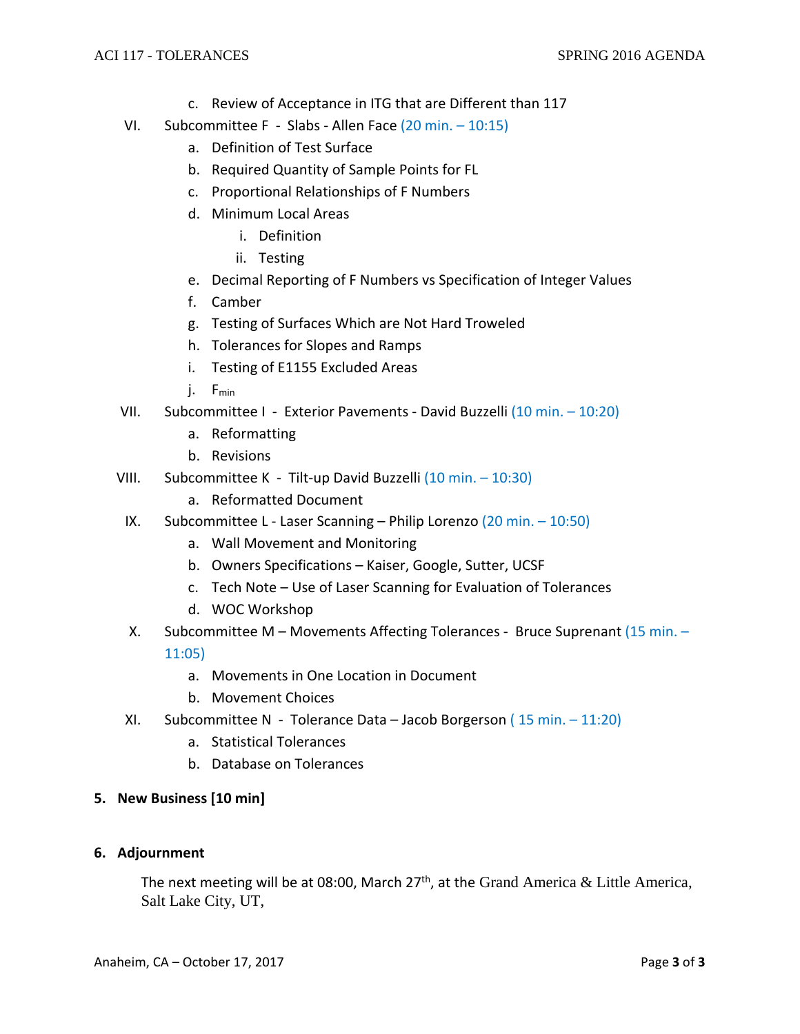c. Review of Acceptance in ITG that are Different than 117

VI. Subcommittee F - Slabs - Allen Face (20 min. – 10:15)
   a. Definition of Test Surface
   b. Required Quantity of Sample Points for FL
   c. Proportional Relationships of F Numbers
   d. Minimum Local Areas
      i. Definition
      ii. Testing
   e. Decimal Reporting of F Numbers vs Specification of Integer Values
   f. Camber
   g. Testing of Surfaces Which are Not Hard Troweled
   h. Tolerances for Slopes and Ramps
   i. Testing of E1155 Excluded Areas
   j. $F_{min}$

VII. Subcommittee I - Exterior Pavements - David Buzzelli (10 min. – 10:20)
   a. Reformatting
   b. Revisions

VIII. Subcommittee K - Tilt-up David Buzzelli (10 min. – 10:30)
   a. Reformatted Document

IX. Subcommittee L - Laser Scanning – Philip Lorenzo (20 min. – 10:50)
   a. Wall Movement and Monitoring
   b. Owners Specifications – Kaiser, Google, Sutter, UCSF
   c. Tech Note – Use of Laser Scanning for Evaluation of Tolerances
   d. WOC Workshop

X. Subcommittee M – Movements Affecting Tolerances - Bruce Suprenant (15 min. – 11:05)
   a. Movements in One Location in Document
   b. Movement Choices

XI. Subcommittee N - Tolerance Data – Jacob Borgerson ( 15 min. – 11:20)
   a. Statistical Tolerances
   b. Database on Tolerances

**5. New Business [10 min]**

**6. Adjournment**

The next meeting will be at 08:00, March 27th, at the Grand America & Little America, Salt Lake City, UT,